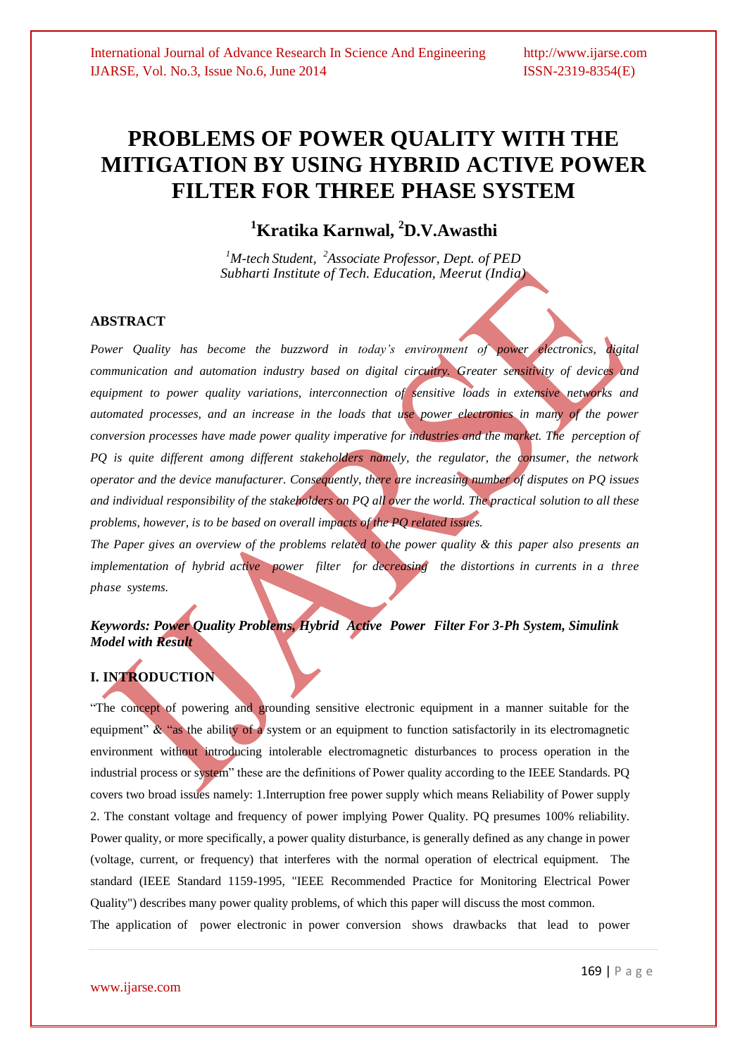# PROBLEMS OF POWER QUALITY WITH THE MITIGATION BY USING HYBRID ACTIVE POWER FILTER FOR THREE PHASE SYSTEM

## [1]Kratika Karnwal, [2]D.V.Awasthi

*[1]M-tech Student, [2]Associate Professor, Dept. of PED*
*Subharti Institute of Tech. Education, Meerut (India)*

### ABSTRACT

*Power Quality has become the buzzword in today's environment of power electronics, digital communication and automation industry based on digital circuitry. Greater sensitivity of devices and equipment to power quality variations, interconnection of sensitive loads in extensive networks and automated processes, and an increase in the loads that use power electronics in many of the power conversion processes have made power quality imperative for industries and the market. The perception of PQ is quite different among different stakeholders namely, the regulator, the consumer, the network operator and the device manufacturer. Consequently, there are increasing number of disputes on PQ issues and individual responsibility of the stakeholders on PQ all over the world. The practical solution to all these problems, however, is to be based on overall impacts of the PQ related issues.*

*The Paper gives an overview of the problems related to the power quality & this paper also presents an implementation of hybrid active power filter for decreasing the distortions in currents in a three phase systems.*

***Keywords: Power Quality Problems, Hybrid Active Power Filter For 3-Ph System, Simulink Model with Result***

### I. INTRODUCTION

"The concept of powering and grounding sensitive electronic equipment in a manner suitable for the equipment" & "as the ability of a system or an equipment to function satisfactorily in its electromagnetic environment without introducing intolerable electromagnetic disturbances to process operation in the industrial process or system" these are the definitions of Power quality according to the IEEE Standards. PQ covers two broad issues namely: 1.Interruption free power supply which means Reliability of Power supply 2. The constant voltage and frequency of power implying Power Quality. PQ presumes 100% reliability. Power quality, or more specifically, a power quality disturbance, is generally defined as any change in power (voltage, current, or frequency) that interferes with the normal operation of electrical equipment. The standard (IEEE Standard 1159-1995, "IEEE Recommended Practice for Monitoring Electrical Power Quality") describes many power quality problems, of which this paper will discuss the most common.

The application of power electronic in power conversion shows drawbacks that lead to power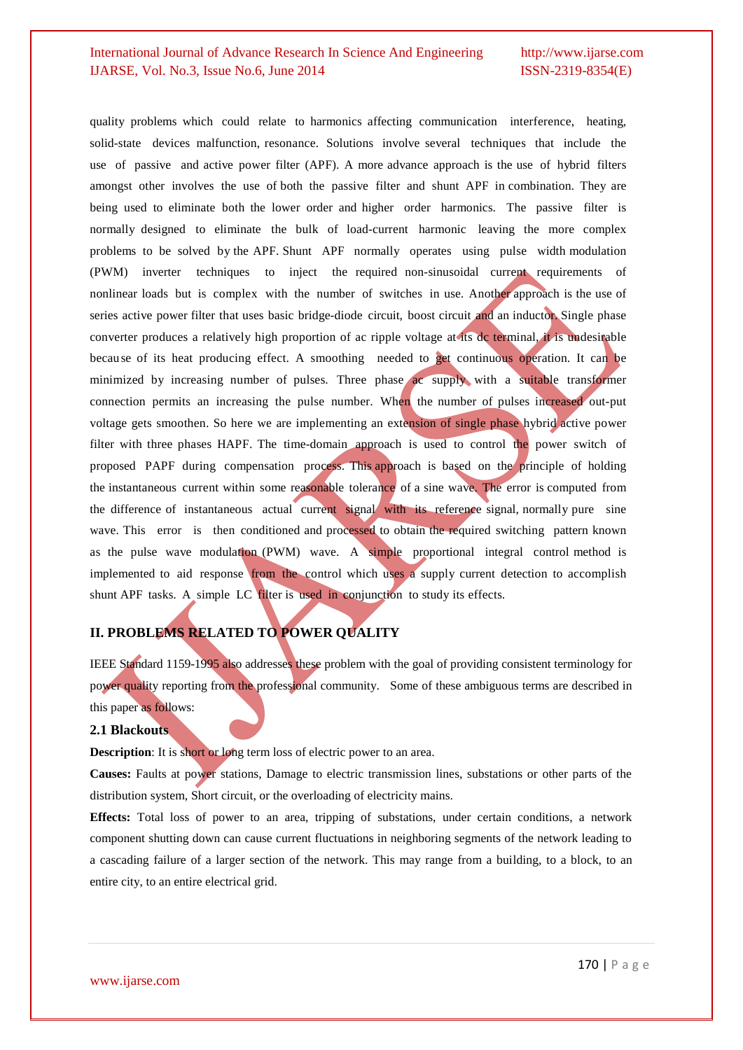quality problems which could relate to harmonics affecting communication interference, heating, solid-state devices malfunction, resonance. Solutions involve several techniques that include the use of passive and active power filter (APF). A more advance approach is the use of hybrid filters amongst other involves the use of both the passive filter and shunt APF in combination. They are being used to eliminate both the lower order and higher order harmonics. The passive filter is normally designed to eliminate the bulk of load-current harmonic leaving the more complex problems to be solved by the APF. Shunt APF normally operates using pulse width modulation (PWM) inverter techniques to inject the required non-sinusoidal current requirements of nonlinear loads but is complex with the number of switches in use. Another approach is the use of series active power filter that uses basic bridge-diode circuit, boost circuit and an inductor. Single phase converter produces a relatively high proportion of ac ripple voltage at its dc terminal, it is undesirable because of its heat producing effect. A smoothing needed to get continuous operation. It can be minimized by increasing number of pulses. Three phase ac supply with a suitable transformer connection permits an increasing the pulse number. When the number of pulses increased out-put voltage gets smoothen. So here we are implementing an extension of single phase hybrid active power filter with three phases HAPF. The time-domain approach is used to control the power switch of proposed PAPF during compensation process. This approach is based on the principle of holding the instantaneous current within some reasonable tolerance of a sine wave. The error is computed from the difference of instantaneous actual current signal with its reference signal, normally pure sine wave. This error is then conditioned and processed to obtain the required switching pattern known as the pulse wave modulation (PWM) wave. A simple proportional integral control method is implemented to aid response from the control which uses a supply current detection to accomplish shunt APF tasks. A simple LC filter is used in conjunction to study its effects.

## II. PROBLEMS RELATED TO POWER QUALITY

IEEE Standard 1159-1995 also addresses these problem with the goal of providing consistent terminology for power quality reporting from the professional community. Some of these ambiguous terms are described in this paper as follows:

### 2.1 Blackouts

**Description**: It is short or long term loss of electric power to an area.

**Causes:** Faults at power stations, Damage to electric transmission lines, substations or other parts of the distribution system, Short circuit, or the overloading of electricity mains.

**Effects:** Total loss of power to an area, tripping of substations, under certain conditions, a network component shutting down can cause current fluctuations in neighboring segments of the network leading to a cascading failure of a larger section of the network. This may range from a building, to a block, to an entire city, to an entire electrical grid.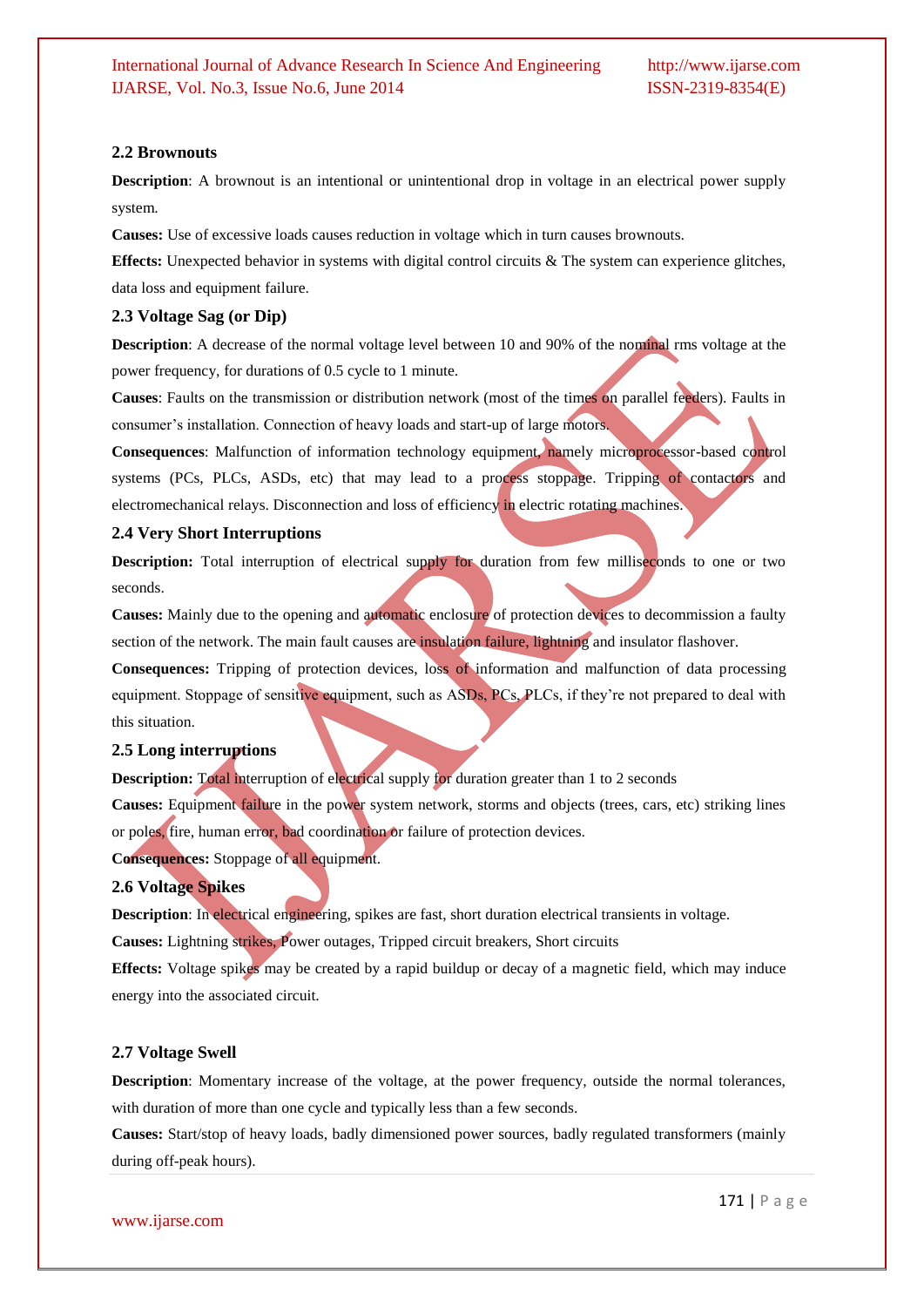### 2.2 Brownouts

**Description**: A brownout is an intentional or unintentional drop in voltage in an electrical power supply system.

**Causes:** Use of excessive loads causes reduction in voltage which in turn causes brownouts.

**Effects:** Unexpected behavior in systems with digital control circuits & The system can experience glitches, data loss and equipment failure.

### 2.3 Voltage Sag (or Dip)

**Description**: A decrease of the normal voltage level between 10 and 90% of the nominal rms voltage at the power frequency, for durations of 0.5 cycle to 1 minute.

**Causes**: Faults on the transmission or distribution network (most of the times on parallel feeders). Faults in consumer's installation. Connection of heavy loads and start-up of large motors.

**Consequences**: Malfunction of information technology equipment, namely microprocessor-based control systems (PCs, PLCs, ASDs, etc) that may lead to a process stoppage. Tripping of contactors and electromechanical relays. Disconnection and loss of efficiency in electric rotating machines.

### 2.4 Very Short Interruptions

**Description:** Total interruption of electrical supply for duration from few milliseconds to one or two seconds.

**Causes:** Mainly due to the opening and automatic enclosure of protection devices to decommission a faulty section of the network. The main fault causes are insulation failure, lightning and insulator flashover.

**Consequences:** Tripping of protection devices, loss of information and malfunction of data processing equipment. Stoppage of sensitive equipment, such as ASDs, PCs, PLCs, if they're not prepared to deal with this situation.

### 2.5 Long interruptions

**Description:** Total interruption of electrical supply for duration greater than 1 to 2 seconds

**Causes:** Equipment failure in the power system network, storms and objects (trees, cars, etc) striking lines or poles, fire, human error, bad coordination or failure of protection devices.

**Consequences:** Stoppage of all equipment.

### 2.6 Voltage Spikes

**Description**: In electrical engineering, spikes are fast, short duration electrical transients in voltage.

**Causes:** Lightning strikes, Power outages, Tripped circuit breakers, Short circuits

**Effects:** Voltage spikes may be created by a rapid buildup or decay of a magnetic field, which may induce energy into the associated circuit.

### 2.7 Voltage Swell

**Description**: Momentary increase of the voltage, at the power frequency, outside the normal tolerances, with duration of more than one cycle and typically less than a few seconds.

**Causes:** Start/stop of heavy loads, badly dimensioned power sources, badly regulated transformers (mainly during off-peak hours).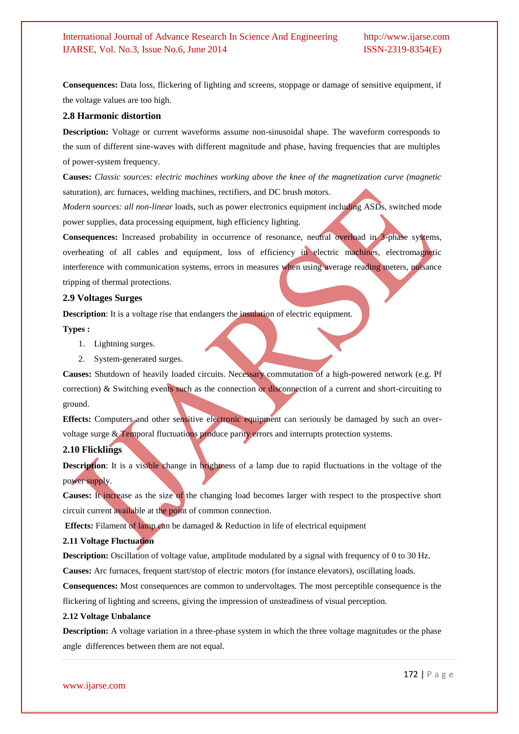**Consequences:** Data loss, flickering of lighting and screens, stoppage or damage of sensitive equipment, if the voltage values are too high.

### 2.8 Harmonic distortion

**Description:** Voltage or current waveforms assume non-sinusoidal shape. The waveform corresponds to the sum of different sine-waves with different magnitude and phase, having frequencies that are multiples of power-system frequency.

**Causes:** *Classic sources: electric machines working above the knee of the magnetization curve (magnetic* saturation), arc furnaces, welding machines, rectifiers, and DC brush motors.

*Modern sources: all non-linear* loads, such as power electronics equipment including ASDs, switched mode power supplies, data processing equipment, high efficiency lighting.

**Consequences:** Increased probability in occurrence of resonance, neutral overload in 3-phase systems, overheating of all cables and equipment, loss of efficiency in electric machines, electromagnetic interference with communication systems, errors in measures when using average reading meters, nuisance tripping of thermal protections.

### 2.9 Voltages Surges

**Description**: It is a voltage rise that endangers the insulation of electric equipment.

**Types :**

1. Lightning surges.
2. System-generated surges.

**Causes:** Shutdown of heavily loaded circuits. Necessary commutation of a high-powered network (e.g. Pf correction) & Switching events such as the connection or disconnection of a current and short-circuiting to ground.

**Effects:** Computers and other sensitive electronic equipment can seriously be damaged by such an over-voltage surge & Temporal fluctuations produce parity errors and interrupts protection systems.

### 2.10 Flicklings

**Description**: It is a visible change in brightness of a lamp due to rapid fluctuations in the voltage of the power supply.

**Causes:** It increase as the size of the changing load becomes larger with respect to the prospective short circuit current available at the point of common connection.

**Effects:** Filament of lamp can be damaged & Reduction in life of electrical equipment

### 2.11 Voltage Fluctuation

**Description:** Oscillation of voltage value, amplitude modulated by a signal with frequency of 0 to 30 Hz.

**Causes:** Arc furnaces, frequent start/stop of electric motors (for instance elevators), oscillating loads.

**Consequences:** Most consequences are common to undervoltages. The most perceptible consequence is the flickering of lighting and screens, giving the impression of unsteadiness of visual perception.

### 2.12 Voltage Unbalance

**Description:** A voltage variation in a three-phase system in which the three voltage magnitudes or the phase angle differences between them are not equal.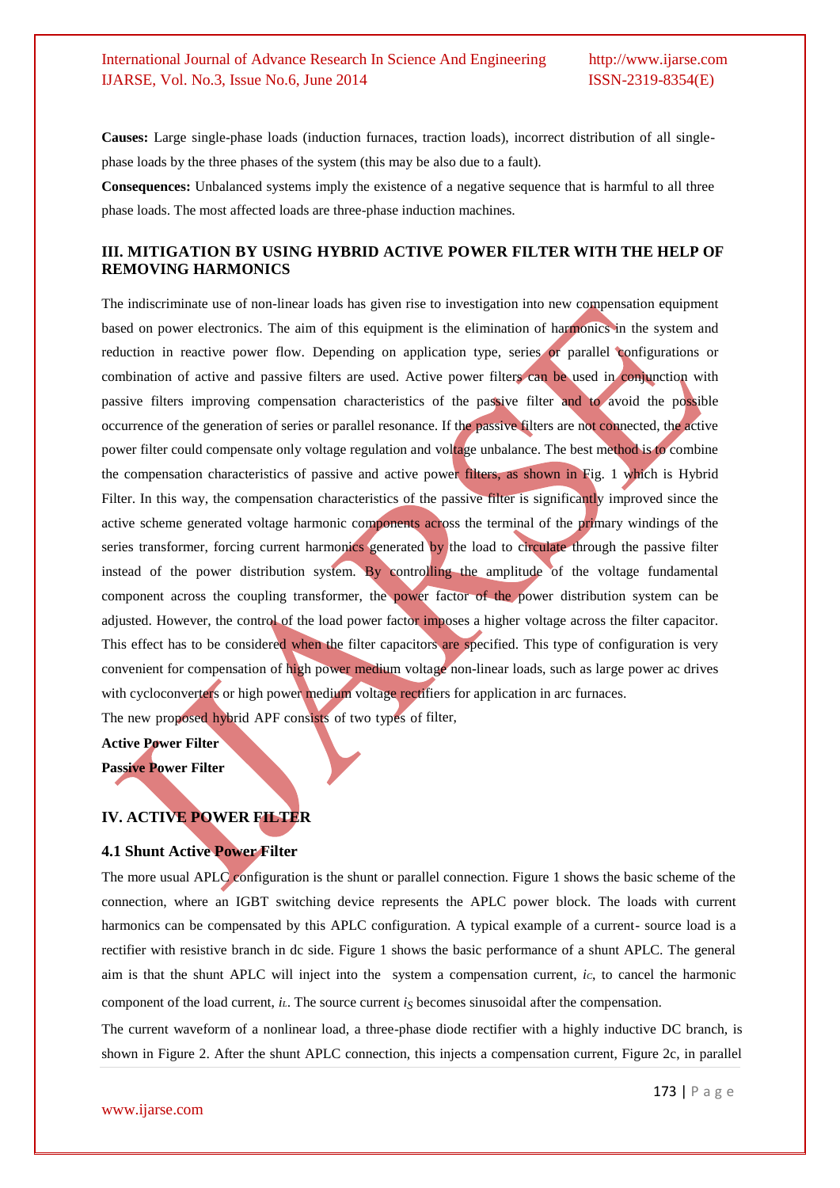**Causes:** Large single-phase loads (induction furnaces, traction loads), incorrect distribution of all single-phase loads by the three phases of the system (this may be also due to a fault).

**Consequences:** Unbalanced systems imply the existence of a negative sequence that is harmful to all three phase loads. The most affected loads are three-phase induction machines.

## III. MITIGATION BY USING HYBRID ACTIVE POWER FILTER WITH THE HELP OF REMOVING HARMONICS

The indiscriminate use of non-linear loads has given rise to investigation into new compensation equipment based on power electronics. The aim of this equipment is the elimination of harmonics in the system and reduction in reactive power flow. Depending on application type, series or parallel configurations or combination of active and passive filters are used. Active power filters can be used in conjunction with passive filters improving compensation characteristics of the passive filter and to avoid the possible occurrence of the generation of series or parallel resonance. If the passive filters are not connected, the active power filter could compensate only voltage regulation and voltage unbalance. The best method is to combine the compensation characteristics of passive and active power filters, as shown in Fig. 1 which is Hybrid Filter. In this way, the compensation characteristics of the passive filter is significantly improved since the active scheme generated voltage harmonic components across the terminal of the primary windings of the series transformer, forcing current harmonics generated by the load to circulate through the passive filter instead of the power distribution system. By controlling the amplitude of the voltage fundamental component across the coupling transformer, the power factor of the power distribution system can be adjusted. However, the control of the load power factor imposes a higher voltage across the filter capacitor. This effect has to be considered when the filter capacitors are specified. This type of configuration is very convenient for compensation of high power medium voltage non-linear loads, such as large power ac drives with cycloconverters or high power medium voltage rectifiers for application in arc furnaces.

The new proposed hybrid APF consists of two types of filter,

**Active Power Filter**

**Passive Power Filter**

## IV. ACTIVE POWER FILTER

### 4.1 Shunt Active Power Filter

The more usual APLC configuration is the shunt or parallel connection. Figure 1 shows the basic scheme of the connection, where an IGBT switching device represents the APLC power block. The loads with current harmonics can be compensated by this APLC configuration. A typical example of a current- source load is a rectifier with resistive branch in dc side. Figure 1 shows the basic performance of a shunt APLC. The general aim is that the shunt APLC will inject into the system a compensation current, $i_C$, to cancel the harmonic component of the load current, $i_L$. The source current $i_S$ becomes sinusoidal after the compensation.

The current waveform of a nonlinear load, a three-phase diode rectifier with a highly inductive DC branch, is shown in Figure 2. After the shunt APLC connection, this injects a compensation current, Figure 2c, in parallel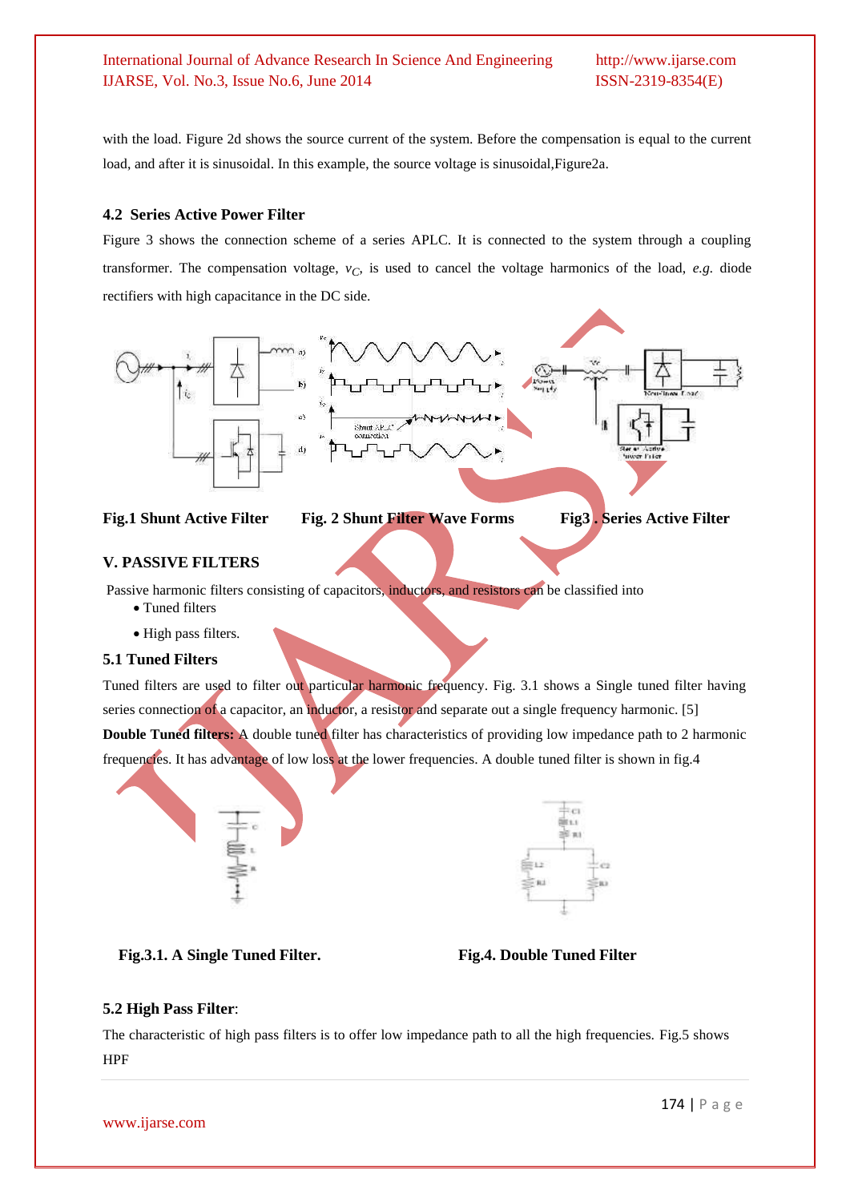with the load. Figure 2d shows the source current of the system. Before the compensation is equal to the current load, and after it is sinusoidal. In this example, the source voltage is sinusoidal,Figure2a.

### 4.2 Series Active Power Filter

Figure 3 shows the connection scheme of a series APLC. It is connected to the system through a coupling transformer. The compensation voltage, $v_C$, is used to cancel the voltage harmonics of the load, *e.g.* diode rectifiers with high capacitance in the DC side.

**Fig.1 Shunt Active Filter** **Fig. 2 Shunt Filter Wave Forms** **Fig3 . Series Active Filter**

## V. PASSIVE FILTERS

Passive harmonic filters consisting of capacitors, inductors, and resistors can be classified into

- Tuned filters
- High pass filters.

### 5.1 Tuned Filters

Tuned filters are used to filter out particular harmonic frequency. Fig. 3.1 shows a Single tuned filter having series connection of a capacitor, an inductor, a resistor and separate out a single frequency harmonic. [5]

**Double Tuned filters:** A double tuned filter has characteristics of providing low impedance path to 2 harmonic frequencies. It has advantage of low loss at the lower frequencies. A double tuned filter is shown in fig.4

**Fig.3.1. A Single Tuned Filter.** **Fig.4. Double Tuned Filter**

### 5.2 High Pass Filter:

The characteristic of high pass filters is to offer low impedance path to all the high frequencies. Fig.5 shows HPF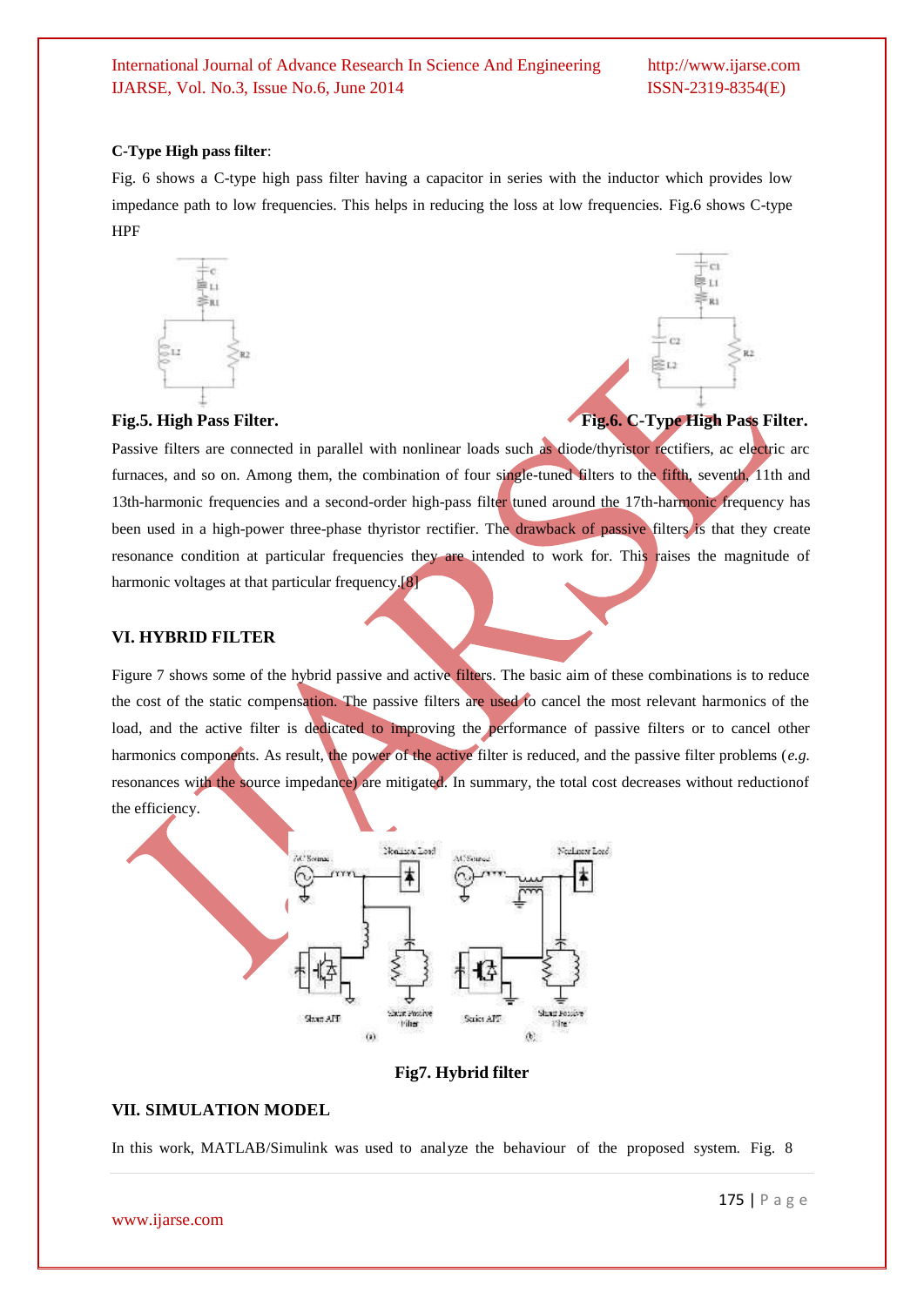**C-Type High pass filter**:

Fig. 6 shows a C-type high pass filter having a capacitor in series with the inductor which provides low impedance path to low frequencies. This helps in reducing the loss at low frequencies. Fig.6 shows C-type HPF

**Fig.5. High Pass Filter.** **Fig.6. C-Type High Pass Filter.**

Passive filters are connected in parallel with nonlinear loads such as diode/thyristor rectifiers, ac electric arc furnaces, and so on. Among them, the combination of four single-tuned filters to the fifth, seventh, 11th and 13th-harmonic frequencies and a second-order high-pass filter tuned around the 17th-harmonic frequency has been used in a high-power three-phase thyristor rectifier. The drawback of passive filters is that they create resonance condition at particular frequencies they are intended to work for. This raises the magnitude of harmonic voltages at that particular frequency.[8]

## VI. HYBRID FILTER

Figure 7 shows some of the hybrid passive and active filters. The basic aim of these combinations is to reduce the cost of the static compensation. The passive filters are used to cancel the most relevant harmonics of the load, and the active filter is dedicated to improving the performance of passive filters or to cancel other harmonics components. As result, the power of the active filter is reduced, and the passive filter problems (*e.g.* resonances with the source impedance) are mitigated. In summary, the total cost decreases without reductionof the efficiency.

**Fig7. Hybrid filter**

## VII. SIMULATION MODEL

In this work, MATLAB/Simulink was used to analyze the behaviour of the proposed system. Fig. 8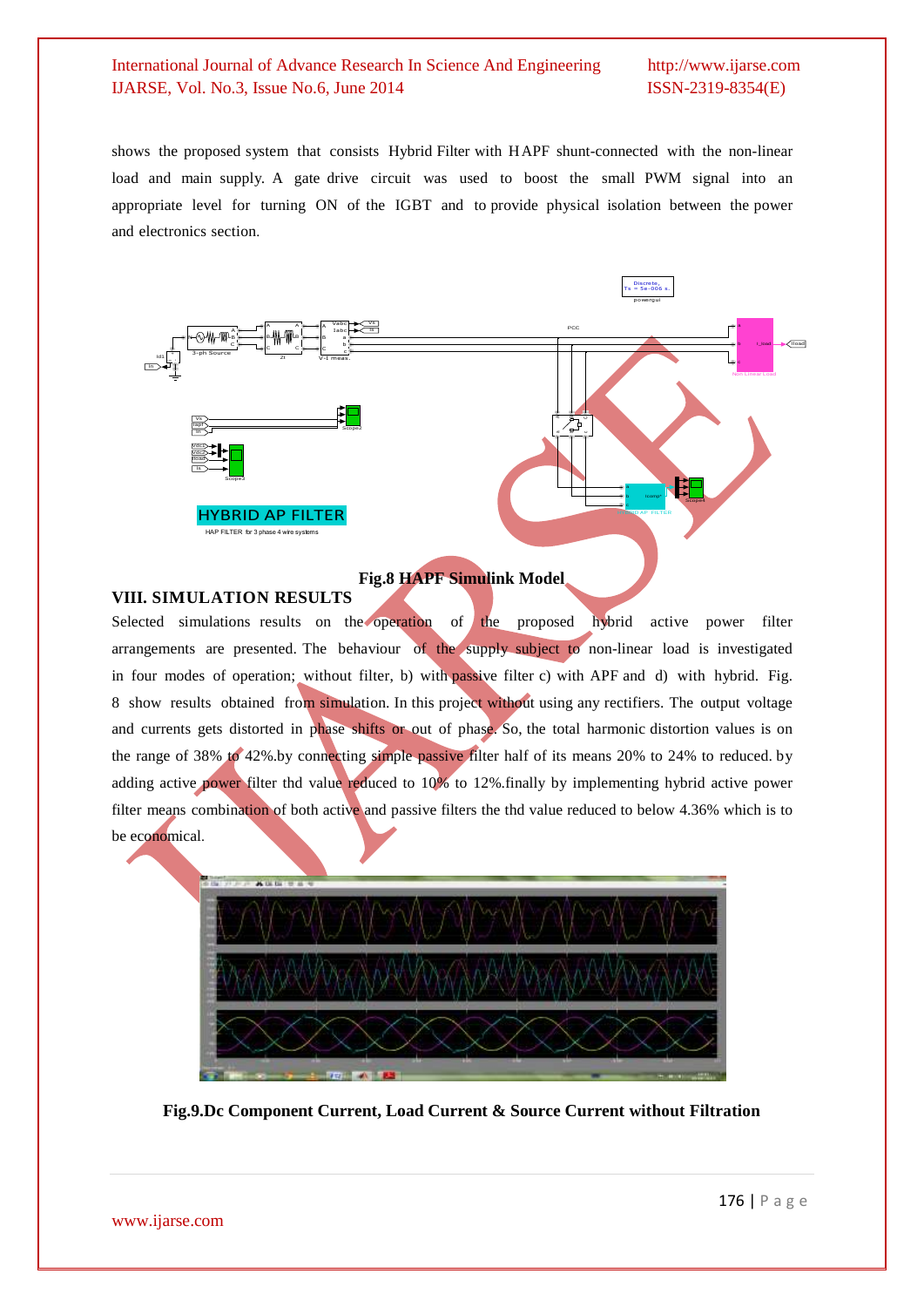shows the proposed system that consists Hybrid Filter with HAPF shunt-connected with the non-linear load and main supply. A gate drive circuit was used to boost the small PWM signal into an appropriate level for turning ON of the IGBT and to provide physical isolation between the power and electronics section.

**Fig.8 HAPF Simulink Model**

## VIII. SIMULATION RESULTS

Selected simulations results on the operation of the proposed hybrid active power filter arrangements are presented. The behaviour of the supply subject to non-linear load is investigated in four modes of operation; without filter, b) with passive filter c) with APF and d) with hybrid. Fig. 8 show results obtained from simulation. In this project without using any rectifiers. The output voltage and currents gets distorted in phase shifts or out of phase. So, the total harmonic distortion values is on the range of 38% to 42%.by connecting simple passive filter half of its means 20% to 24% to reduced. by adding active power filter thd value reduced to 10% to 12%.finally by implementing hybrid active power filter means combination of both active and passive filters the thd value reduced to below 4.36% which is to be economical.

**Fig.9.Dc Component Current, Load Current & Source Current without Filtration**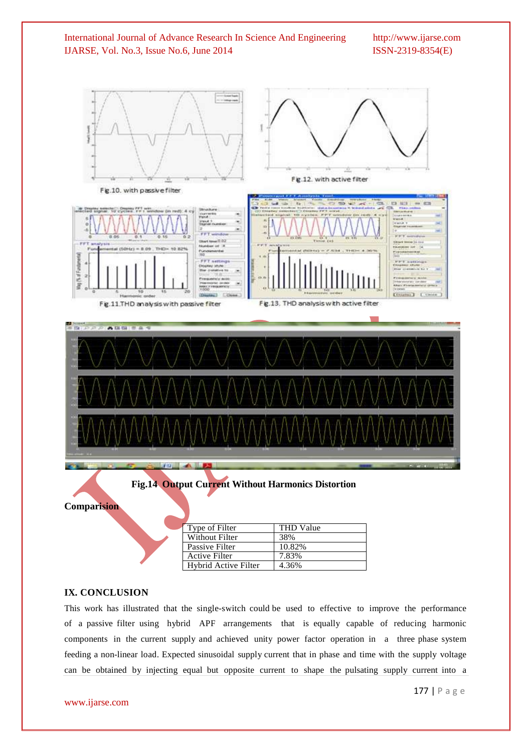Fig.10. with passive filter

Fig.12. with active filter

Fig.11.THD analysis with passive filter

Fig.13. THD analysis with active filter

**Fig.14 Output Current Without Harmonics Distortion**

**Comparision**

| Type of Filter | THD Value |
|---|---|
| Without Filter | 38% |
| Passive Filter | 10.82% |
| Active Filter | 7.83% |
| Hybrid Active Filter | 4.36% |

## IX. CONCLUSION

This work has illustrated that the single-switch could be used to effective to improve the performance of a passive filter using hybrid APF arrangements that is equally capable of reducing harmonic components in the current supply and achieved unity power factor operation in a three phase system feeding a non-linear load. Expected sinusoidal supply current that in phase and time with the supply voltage can be obtained by injecting equal but opposite current to shape the pulsating supply current into a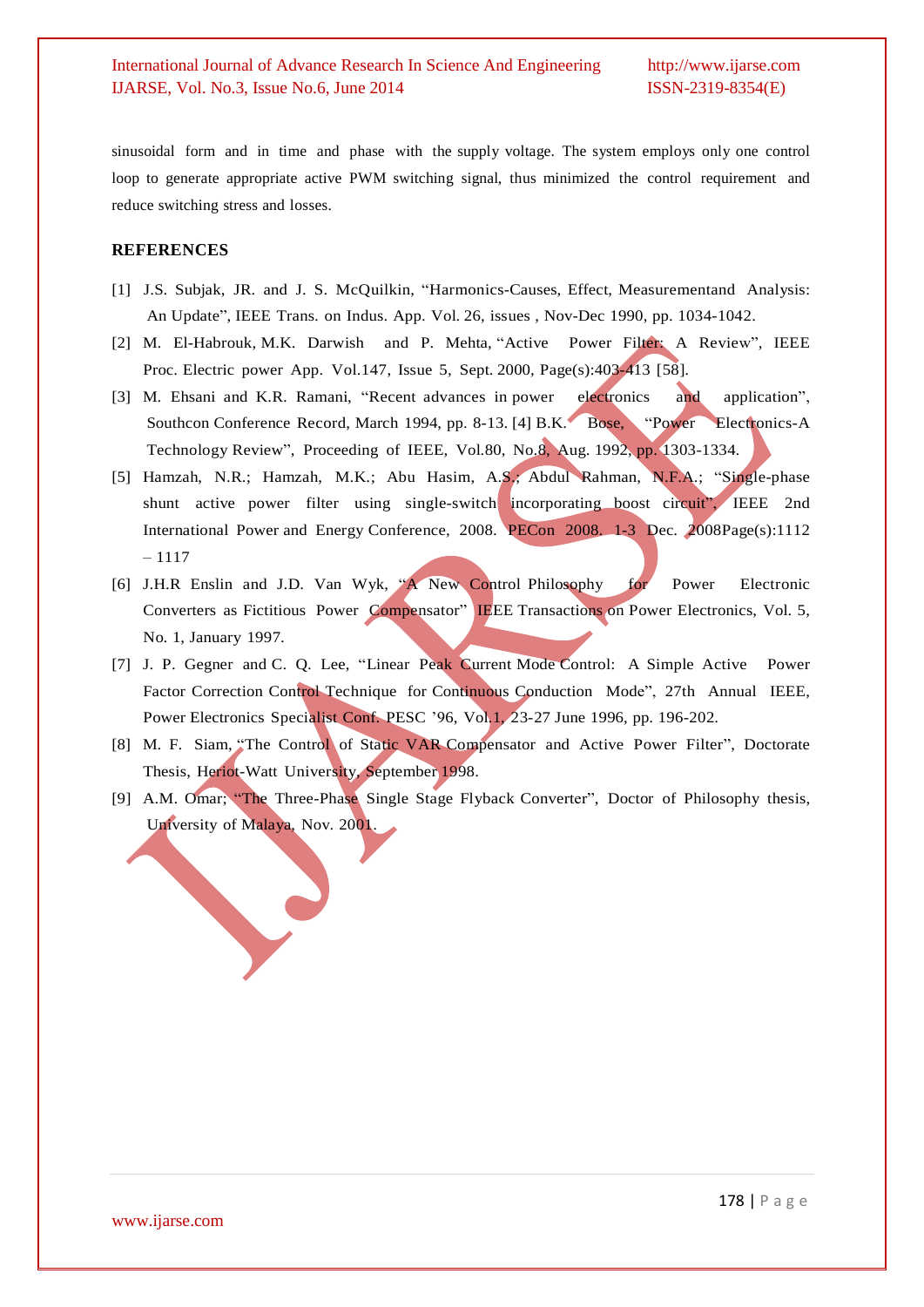sinusoidal form and in time and phase with the supply voltage. The system employs only one control loop to generate appropriate active PWM switching signal, thus minimized the control requirement and reduce switching stress and losses.

## REFERENCES

[1] J.S. Subjak, JR. and J. S. McQuilkin, "Harmonics-Causes, Effect, Measurementand Analysis: An Update", IEEE Trans. on Indus. App. Vol. 26, issues , Nov-Dec 1990, pp. 1034-1042.

[2] M. El-Habrouk, M.K. Darwish and P. Mehta, "Active Power Filter: A Review", IEEE Proc. Electric power App. Vol.147, Issue 5, Sept. 2000, Page(s):403-413 [58].

[3] M. Ehsani and K.R. Ramani, "Recent advances in power electronics and application", Southcon Conference Record, March 1994, pp. 8-13. [4] B.K. Bose, "Power Electronics-A Technology Review", Proceeding of IEEE, Vol.80, No.8, Aug. 1992, pp. 1303-1334.

[5] Hamzah, N.R.; Hamzah, M.K.; Abu Hasim, A.S.; Abdul Rahman, N.F.A.; "Single-phase shunt active power filter using single-switch incorporating boost circuit", IEEE 2nd International Power and Energy Conference, 2008. PECon 2008. 1-3 Dec. 2008Page(s):1112 – 1117

[6] J.H.R Enslin and J.D. Van Wyk, "A New Control Philosophy for Power Electronic Converters as Fictitious Power Compensator" IEEE Transactions on Power Electronics, Vol. 5, No. 1, January 1997.

[7] J. P. Gegner and C. Q. Lee, "Linear Peak Current Mode Control: A Simple Active Power Factor Correction Control Technique for Continuous Conduction Mode", 27th Annual IEEE, Power Electronics Specialist Conf. PESC '96, Vol.1, 23-27 June 1996, pp. 196-202.

[8] M. F. Siam, "The Control of Static VAR Compensator and Active Power Filter", Doctorate Thesis, Heriot-Watt University, September 1998.

[9] A.M. Omar; "The Three-Phase Single Stage Flyback Converter", Doctor of Philosophy thesis, University of Malaya, Nov. 2001.